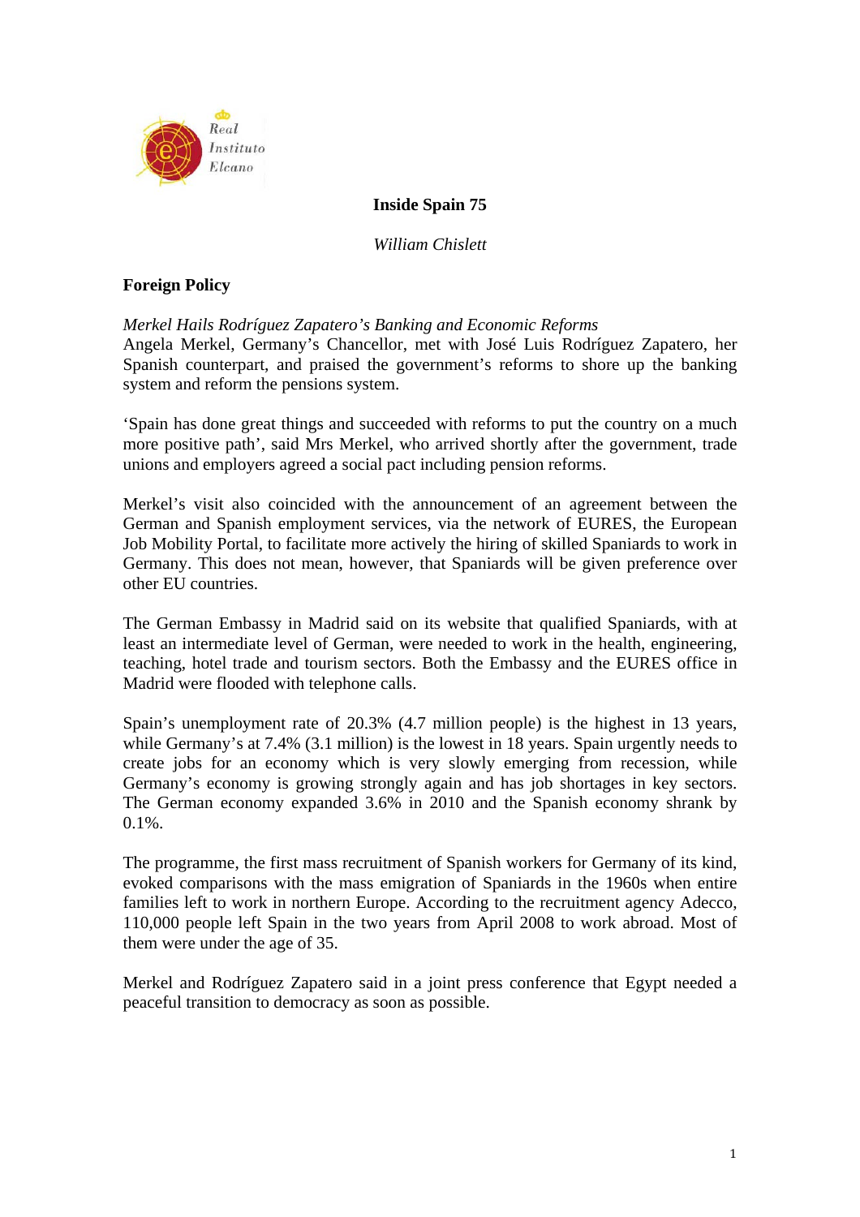# Inside Spain 75

*William Chislett*

## Foreign Policy

*Merkel Hails Rodríguez Zapatero's Banking and Economic Reforms*

Angela Merkel, Germany's Chancellor, met with José Luis Rodríguez Zapatero, her Spanish counterpart, and praised the government's reforms to shore up the banking system and reform the pensions system.

'Spain has done great things and succeeded with reforms to put the country on a much more positive path', said Mrs Merkel, who arrived shortly after the government, trade unions and employers agreed a social pact including pension reforms.

Merkel's visit also coincided with the announcement of an agreement between the German and Spanish employment services, via the network of EURES, the European Job Mobility Portal, to facilitate more actively the hiring of skilled Spaniards to work in Germany. This does not mean, however, that Spaniards will be given preference over other EU countries.

The German Embassy in Madrid said on its website that qualified Spaniards, with at least an intermediate level of German, were needed to work in the health, engineering, teaching, hotel trade and tourism sectors. Both the Embassy and the EURES office in Madrid were flooded with telephone calls.

Spain's unemployment rate of 20.3% (4.7 million people) is the highest in 13 years, while Germany's at 7.4% (3.1 million) is the lowest in 18 years. Spain urgently needs to create jobs for an economy which is very slowly emerging from recession, while Germany's economy is growing strongly again and has job shortages in key sectors. The German economy expanded 3.6% in 2010 and the Spanish economy shrank by 0.1%.

The programme, the first mass recruitment of Spanish workers for Germany of its kind, evoked comparisons with the mass emigration of Spaniards in the 1960s when entire families left to work in northern Europe. According to the recruitment agency Adecco, 110,000 people left Spain in the two years from April 2008 to work abroad. Most of them were under the age of 35.

Merkel and Rodríguez Zapatero said in a joint press conference that Egypt needed a peaceful transition to democracy as soon as possible.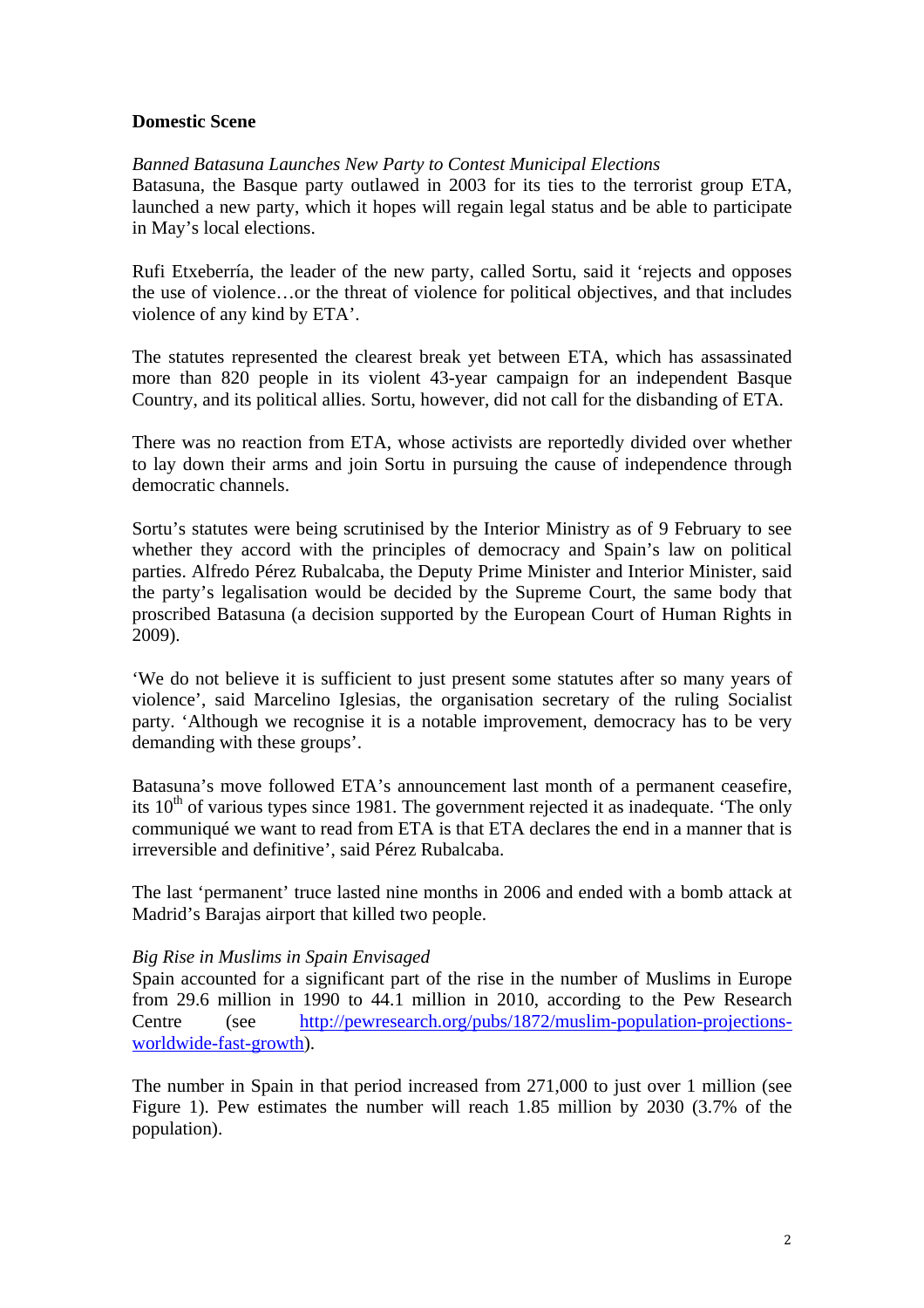## Domestic Scene

*Banned Batasuna Launches New Party to Contest Municipal Elections*

Batasuna, the Basque party outlawed in 2003 for its ties to the terrorist group ETA, launched a new party, which it hopes will regain legal status and be able to participate in May's local elections.

Rufi Etxeberría, the leader of the new party, called Sortu, said it 'rejects and opposes the use of violence…or the threat of violence for political objectives, and that includes violence of any kind by ETA'.

The statutes represented the clearest break yet between ETA, which has assassinated more than 820 people in its violent 43-year campaign for an independent Basque Country, and its political allies. Sortu, however, did not call for the disbanding of ETA.

There was no reaction from ETA, whose activists are reportedly divided over whether to lay down their arms and join Sortu in pursuing the cause of independence through democratic channels.

Sortu's statutes were being scrutinised by the Interior Ministry as of 9 February to see whether they accord with the principles of democracy and Spain's law on political parties. Alfredo Pérez Rubalcaba, the Deputy Prime Minister and Interior Minister, said the party's legalisation would be decided by the Supreme Court, the same body that proscribed Batasuna (a decision supported by the European Court of Human Rights in 2009).

'We do not believe it is sufficient to just present some statutes after so many years of violence', said Marcelino Iglesias, the organisation secretary of the ruling Socialist party. 'Although we recognise it is a notable improvement, democracy has to be very demanding with these groups'.

Batasuna's move followed ETA's announcement last month of a permanent ceasefire, its 10th of various types since 1981. The government rejected it as inadequate. 'The only communiqué we want to read from ETA is that ETA declares the end in a manner that is irreversible and definitive', said Pérez Rubalcaba.

The last 'permanent' truce lasted nine months in 2006 and ended with a bomb attack at Madrid's Barajas airport that killed two people.

*Big Rise in Muslims in Spain Envisaged*

Spain accounted for a significant part of the rise in the number of Muslims in Europe from 29.6 million in 1990 to 44.1 million in 2010, according to the Pew Research Centre (see http://pewresearch.org/pubs/1872/muslim-population-projections-worldwide-fast-growth).

The number in Spain in that period increased from 271,000 to just over 1 million (see Figure 1). Pew estimates the number will reach 1.85 million by 2030 (3.7% of the population).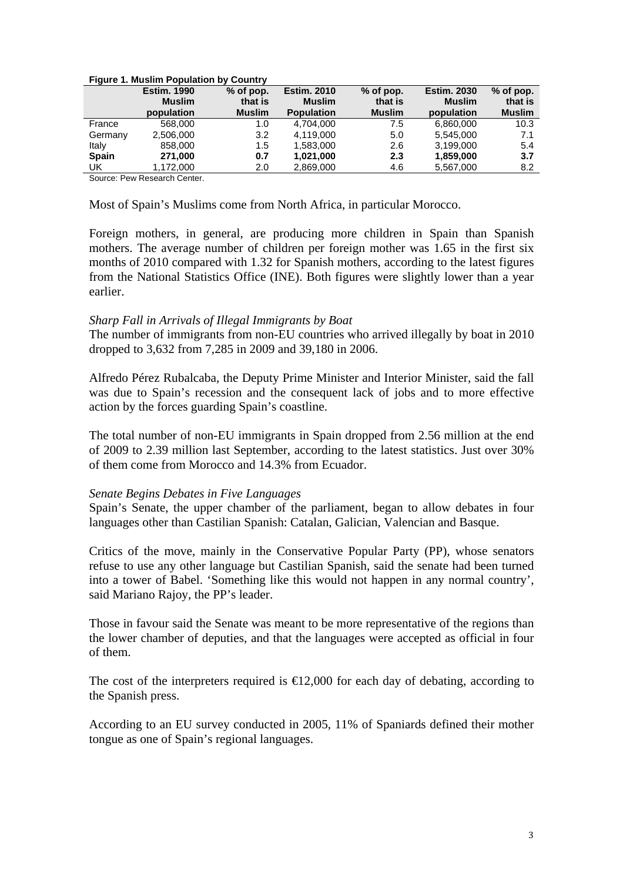**Figure 1. Muslim Population by Country**

| | Estim. 1990 Muslim population | % of pop. that is Muslim | Estim. 2010 Muslim Population | % of pop. that is Muslim | Estim. 2030 Muslim population | % of pop. that is Muslim |
|---|---|---|---|---|---|---|
| France | 568,000 | 1.0 | 4,704,000 | 7.5 | 6,860,000 | 10.3 |
| Germany | 2,506,000 | 3.2 | 4,119,000 | 5.0 | 5,545,000 | 7.1 |
| Italy | 858,000 | 1.5 | 1,583,000 | 2.6 | 3,199,000 | 5.4 |
| **Spain** | **271,000** | **0.7** | **1,021,000** | **2.3** | **1,859,000** | **3.7** |
| UK | 1,172,000 | 2.0 | 2,869,000 | 4.6 | 5,567,000 | 8.2 |

Source: Pew Research Center.

Most of Spain's Muslims come from North Africa, in particular Morocco.

Foreign mothers, in general, are producing more children in Spain than Spanish mothers. The average number of children per foreign mother was 1.65 in the first six months of 2010 compared with 1.32 for Spanish mothers, according to the latest figures from the National Statistics Office (INE). Both figures were slightly lower than a year earlier.

*Sharp Fall in Arrivals of Illegal Immigrants by Boat*

The number of immigrants from non-EU countries who arrived illegally by boat in 2010 dropped to 3,632 from 7,285 in 2009 and 39,180 in 2006.

Alfredo Pérez Rubalcaba, the Deputy Prime Minister and Interior Minister, said the fall was due to Spain's recession and the consequent lack of jobs and to more effective action by the forces guarding Spain's coastline.

The total number of non-EU immigrants in Spain dropped from 2.56 million at the end of 2009 to 2.39 million last September, according to the latest statistics. Just over 30% of them come from Morocco and 14.3% from Ecuador.

*Senate Begins Debates in Five Languages*

Spain's Senate, the upper chamber of the parliament, began to allow debates in four languages other than Castilian Spanish: Catalan, Galician, Valencian and Basque.

Critics of the move, mainly in the Conservative Popular Party (PP), whose senators refuse to use any other language but Castilian Spanish, said the senate had been turned into a tower of Babel. 'Something like this would not happen in any normal country', said Mariano Rajoy, the PP's leader.

Those in favour said the Senate was meant to be more representative of the regions than the lower chamber of deputies, and that the languages were accepted as official in four of them.

The cost of the interpreters required is €12,000 for each day of debating, according to the Spanish press.

According to an EU survey conducted in 2005, 11% of Spaniards defined their mother tongue as one of Spain's regional languages.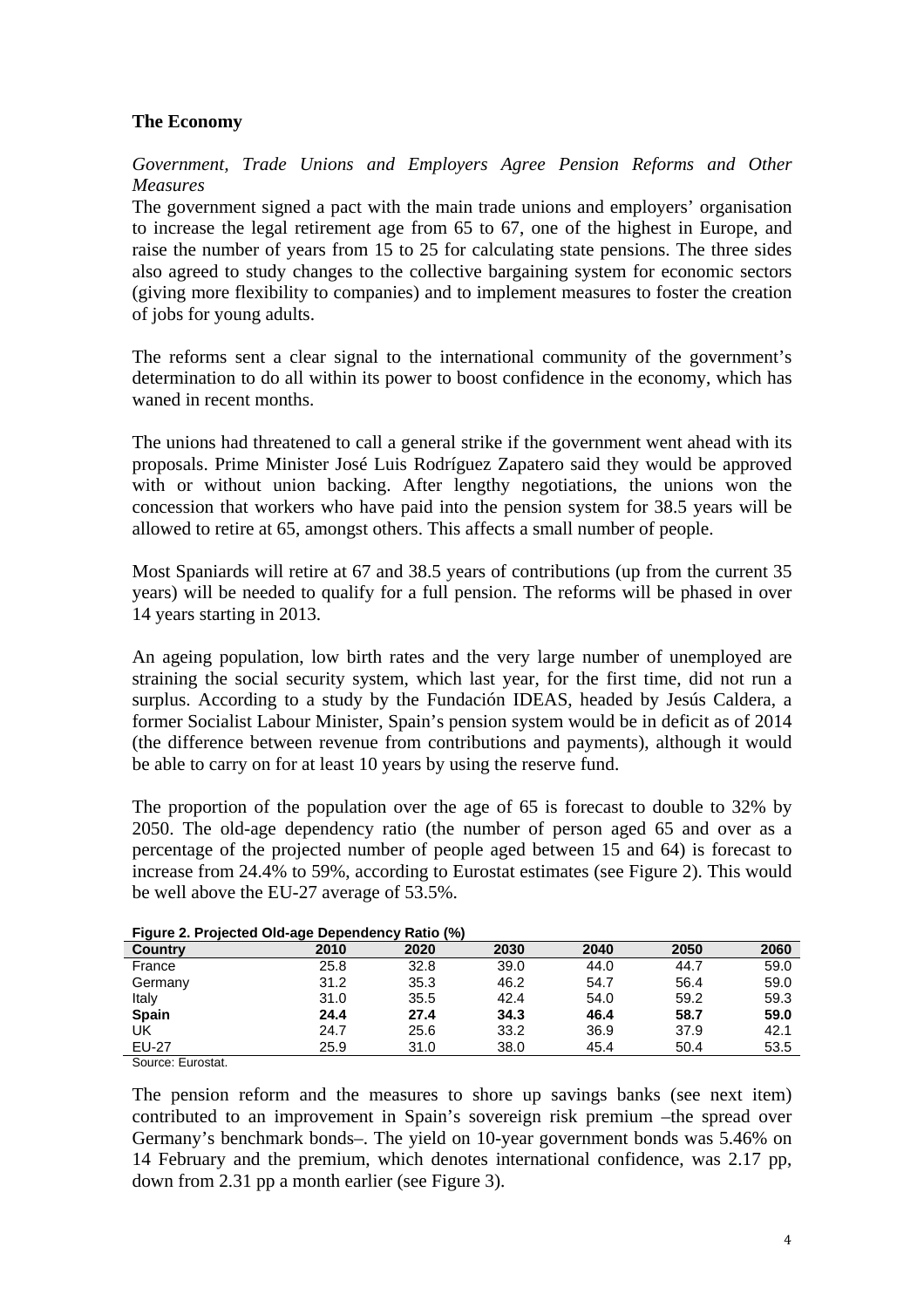## The Economy

*Government, Trade Unions and Employers Agree Pension Reforms and Other Measures*

The government signed a pact with the main trade unions and employers' organisation to increase the legal retirement age from 65 to 67, one of the highest in Europe, and raise the number of years from 15 to 25 for calculating state pensions. The three sides also agreed to study changes to the collective bargaining system for economic sectors (giving more flexibility to companies) and to implement measures to foster the creation of jobs for young adults.

The reforms sent a clear signal to the international community of the government's determination to do all within its power to boost confidence in the economy, which has waned in recent months.

The unions had threatened to call a general strike if the government went ahead with its proposals. Prime Minister José Luis Rodríguez Zapatero said they would be approved with or without union backing. After lengthy negotiations, the unions won the concession that workers who have paid into the pension system for 38.5 years will be allowed to retire at 65, amongst others. This affects a small number of people.

Most Spaniards will retire at 67 and 38.5 years of contributions (up from the current 35 years) will be needed to qualify for a full pension. The reforms will be phased in over 14 years starting in 2013.

An ageing population, low birth rates and the very large number of unemployed are straining the social security system, which last year, for the first time, did not run a surplus. According to a study by the Fundación IDEAS, headed by Jesús Caldera, a former Socialist Labour Minister, Spain's pension system would be in deficit as of 2014 (the difference between revenue from contributions and payments), although it would be able to carry on for at least 10 years by using the reserve fund.

The proportion of the population over the age of 65 is forecast to double to 32% by 2050. The old-age dependency ratio (the number of person aged 65 and over as a percentage of the projected number of people aged between 15 and 64) is forecast to increase from 24.4% to 59%, according to Eurostat estimates (see Figure 2). This would be well above the EU-27 average of 53.5%.

**Figure 2. Projected Old-age Dependency Ratio (%)**

| Country | 2010 | 2020 | 2030 | 2040 | 2050 | 2060 |
|---|---|---|---|---|---|---|
| France | 25.8 | 32.8 | 39.0 | 44.0 | 44.7 | 59.0 |
| Germany | 31.2 | 35.3 | 46.2 | 54.7 | 56.4 | 59.0 |
| Italy | 31.0 | 35.5 | 42.4 | 54.0 | 59.2 | 59.3 |
| **Spain** | **24.4** | **27.4** | **34.3** | **46.4** | **58.7** | **59.0** |
| UK | 24.7 | 25.6 | 33.2 | 36.9 | 37.9 | 42.1 |
| EU-27 | 25.9 | 31.0 | 38.0 | 45.4 | 50.4 | 53.5 |

Source: Eurostat.

The pension reform and the measures to shore up savings banks (see next item) contributed to an improvement in Spain's sovereign risk premium –the spread over Germany's benchmark bonds–. The yield on 10-year government bonds was 5.46% on 14 February and the premium, which denotes international confidence, was 2.17 pp, down from 2.31 pp a month earlier (see Figure 3).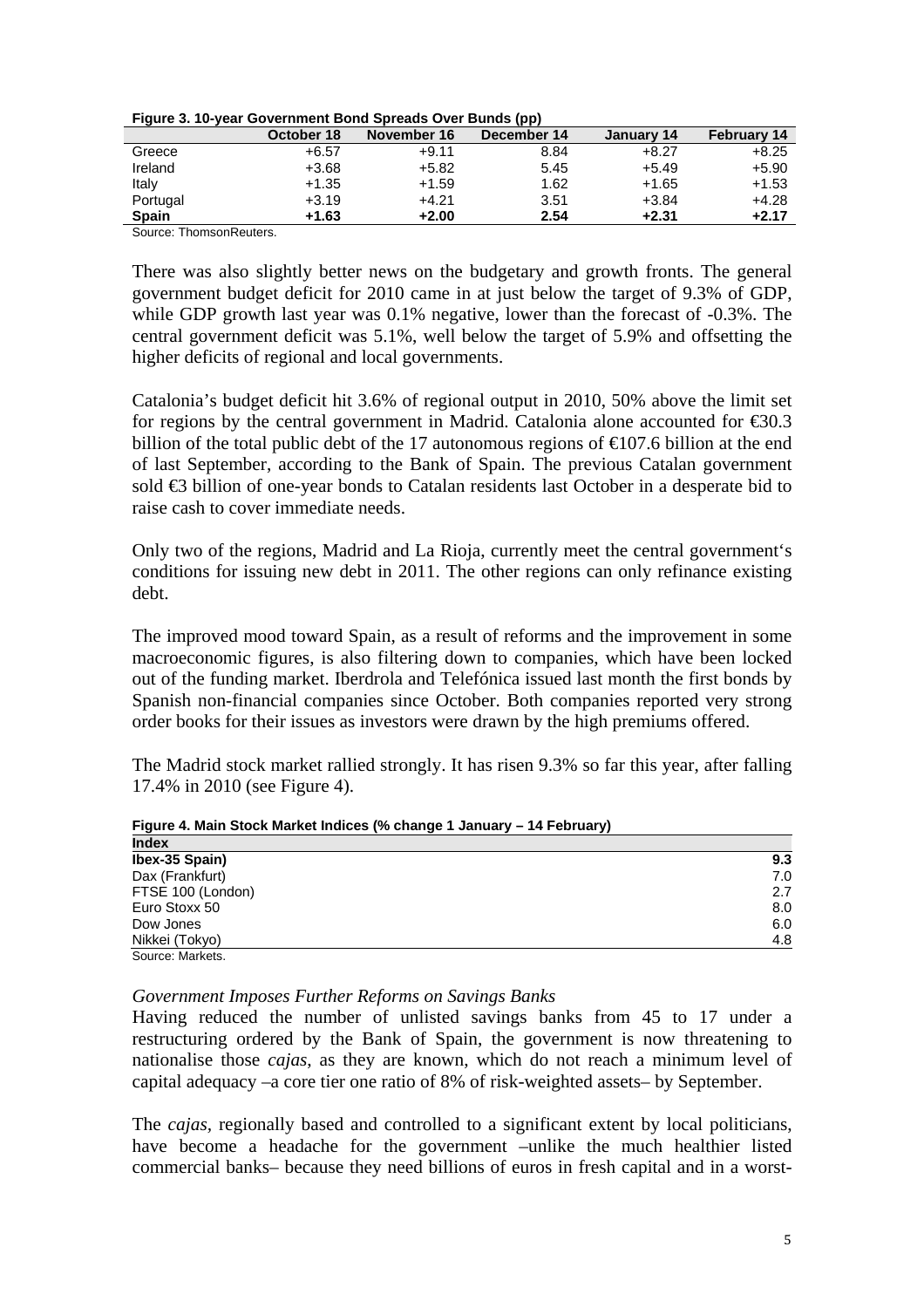**Figure 3. 10-year Government Bond Spreads Over Bunds (pp)**

| | October 18 | November 16 | December 14 | January 14 | February 14 |
|---|---|---|---|---|---|
| Greece | +6.57 | +9.11 | 8.84 | +8.27 | +8.25 |
| Ireland | +3.68 | +5.82 | 5.45 | +5.49 | +5.90 |
| Italy | +1.35 | +1.59 | 1.62 | +1.65 | +1.53 |
| Portugal | +3.19 | +4.21 | 3.51 | +3.84 | +4.28 |
| **Spain** | **+1.63** | **+2.00** | **2.54** | **+2.31** | **+2.17** |

Source: ThomsonReuters.

There was also slightly better news on the budgetary and growth fronts. The general government budget deficit for 2010 came in at just below the target of 9.3% of GDP, while GDP growth last year was 0.1% negative, lower than the forecast of -0.3%. The central government deficit was 5.1%, well below the target of 5.9% and offsetting the higher deficits of regional and local governments.

Catalonia's budget deficit hit 3.6% of regional output in 2010, 50% above the limit set for regions by the central government in Madrid. Catalonia alone accounted for €30.3 billion of the total public debt of the 17 autonomous regions of €107.6 billion at the end of last September, according to the Bank of Spain. The previous Catalan government sold €3 billion of one-year bonds to Catalan residents last October in a desperate bid to raise cash to cover immediate needs.

Only two of the regions, Madrid and La Rioja, currently meet the central government's conditions for issuing new debt in 2011. The other regions can only refinance existing debt.

The improved mood toward Spain, as a result of reforms and the improvement in some macroeconomic figures, is also filtering down to companies, which have been locked out of the funding market. Iberdrola and Telefónica issued last month the first bonds by Spanish non-financial companies since October. Both companies reported very strong order books for their issues as investors were drawn by the high premiums offered.

The Madrid stock market rallied strongly. It has risen 9.3% so far this year, after falling 17.4% in 2010 (see Figure 4).

**Figure 4. Main Stock Market Indices (% change 1 January – 14 February)**

| Index | |
|---|---|
| **Ibex-35 Spain)** | **9.3** |
| Dax (Frankfurt) | 7.0 |
| FTSE 100 (London) | 2.7 |
| Euro Stoxx 50 | 8.0 |
| Dow Jones | 6.0 |
| Nikkei (Tokyo) | 4.8 |

Source: Markets.

*Government Imposes Further Reforms on Savings Banks*

Having reduced the number of unlisted savings banks from 45 to 17 under a restructuring ordered by the Bank of Spain, the government is now threatening to nationalise those *cajas*, as they are known, which do not reach a minimum level of capital adequacy –a core tier one ratio of 8% of risk-weighted assets– by September.

The *cajas*, regionally based and controlled to a significant extent by local politicians, have become a headache for the government –unlike the much healthier listed commercial banks– because they need billions of euros in fresh capital and in a worst-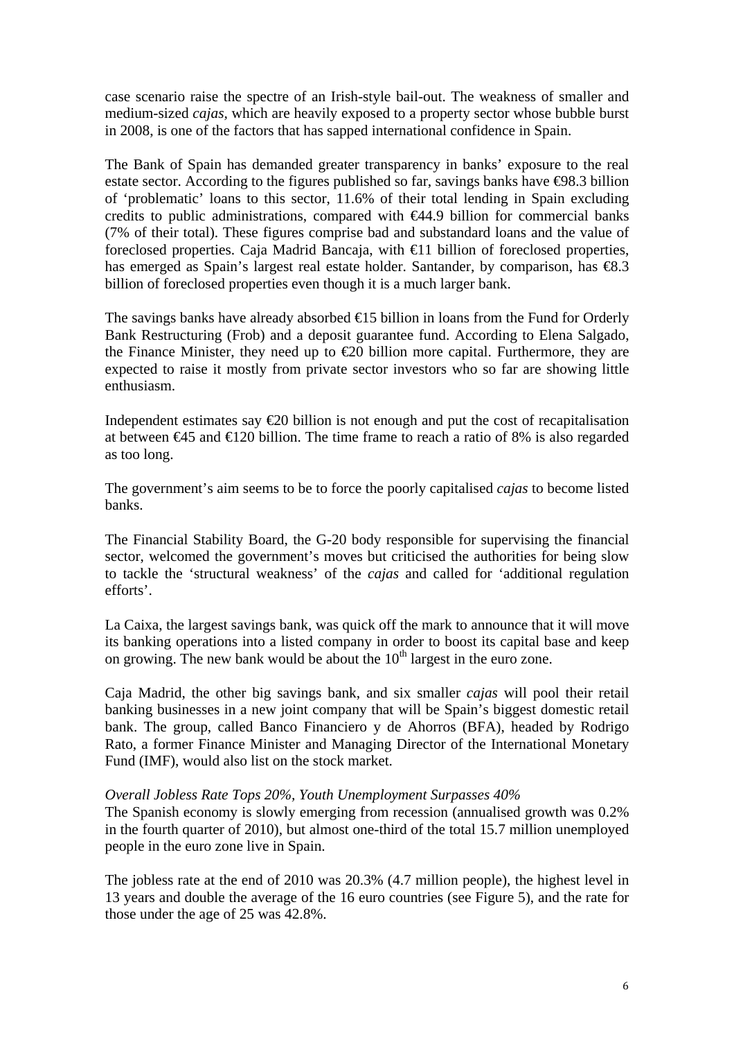case scenario raise the spectre of an Irish-style bail-out. The weakness of smaller and medium-sized *cajas*, which are heavily exposed to a property sector whose bubble burst in 2008, is one of the factors that has sapped international confidence in Spain.

The Bank of Spain has demanded greater transparency in banks' exposure to the real estate sector. According to the figures published so far, savings banks have €98.3 billion of 'problematic' loans to this sector, 11.6% of their total lending in Spain excluding credits to public administrations, compared with €44.9 billion for commercial banks (7% of their total). These figures comprise bad and substandard loans and the value of foreclosed properties. Caja Madrid Bancaja, with €11 billion of foreclosed properties, has emerged as Spain's largest real estate holder. Santander, by comparison, has €8.3 billion of foreclosed properties even though it is a much larger bank.

The savings banks have already absorbed €15 billion in loans from the Fund for Orderly Bank Restructuring (Frob) and a deposit guarantee fund. According to Elena Salgado, the Finance Minister, they need up to €20 billion more capital. Furthermore, they are expected to raise it mostly from private sector investors who so far are showing little enthusiasm.

Independent estimates say €20 billion is not enough and put the cost of recapitalisation at between €45 and €120 billion. The time frame to reach a ratio of 8% is also regarded as too long.

The government's aim seems to be to force the poorly capitalised *cajas* to become listed banks.

The Financial Stability Board, the G-20 body responsible for supervising the financial sector, welcomed the government's moves but criticised the authorities for being slow to tackle the 'structural weakness' of the *cajas* and called for 'additional regulation efforts'.

La Caixa, the largest savings bank, was quick off the mark to announce that it will move its banking operations into a listed company in order to boost its capital base and keep on growing. The new bank would be about the 10th largest in the euro zone.

Caja Madrid, the other big savings bank, and six smaller *cajas* will pool their retail banking businesses in a new joint company that will be Spain's biggest domestic retail bank. The group, called Banco Financiero y de Ahorros (BFA), headed by Rodrigo Rato, a former Finance Minister and Managing Director of the International Monetary Fund (IMF), would also list on the stock market.

*Overall Jobless Rate Tops 20%, Youth Unemployment Surpasses 40%*

The Spanish economy is slowly emerging from recession (annualised growth was 0.2% in the fourth quarter of 2010), but almost one-third of the total 15.7 million unemployed people in the euro zone live in Spain.

The jobless rate at the end of 2010 was 20.3% (4.7 million people), the highest level in 13 years and double the average of the 16 euro countries (see Figure 5), and the rate for those under the age of 25 was 42.8%.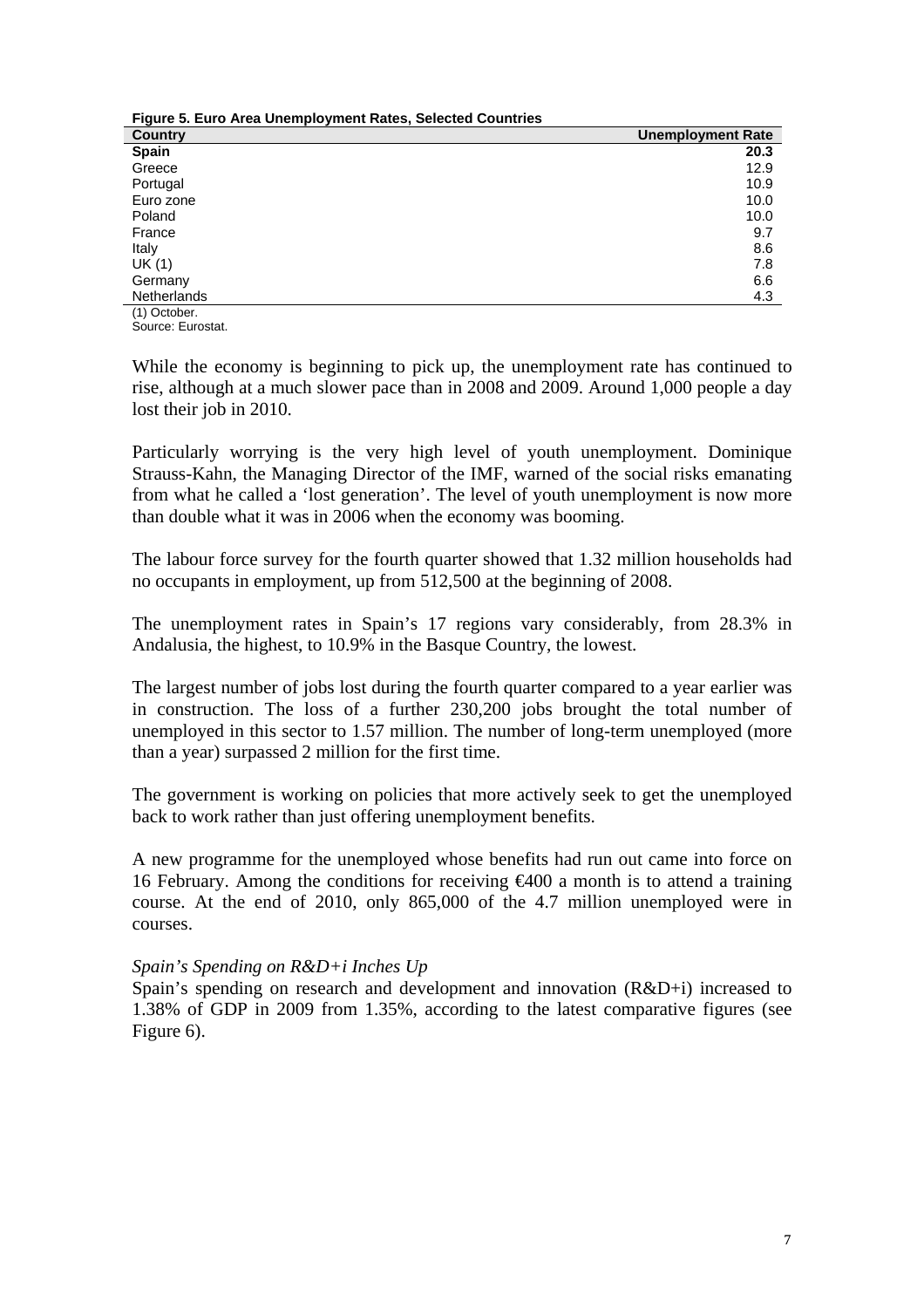**Figure 5. Euro Area Unemployment Rates, Selected Countries**

| Country | Unemployment Rate |
| --- | --- |
| **Spain** | **20.3** |
| Greece | 12.9 |
| Portugal | 10.9 |
| Euro zone | 10.0 |
| Poland | 10.0 |
| France | 9.7 |
| Italy | 8.6 |
| UK (1) | 7.8 |
| Germany | 6.6 |
| Netherlands | 4.3 |

(1) October.
Source: Eurostat.

While the economy is beginning to pick up, the unemployment rate has continued to rise, although at a much slower pace than in 2008 and 2009. Around 1,000 people a day lost their job in 2010.

Particularly worrying is the very high level of youth unemployment. Dominique Strauss-Kahn, the Managing Director of the IMF, warned of the social risks emanating from what he called a 'lost generation'. The level of youth unemployment is now more than double what it was in 2006 when the economy was booming.

The labour force survey for the fourth quarter showed that 1.32 million households had no occupants in employment, up from 512,500 at the beginning of 2008.

The unemployment rates in Spain's 17 regions vary considerably, from 28.3% in Andalusia, the highest, to 10.9% in the Basque Country, the lowest.

The largest number of jobs lost during the fourth quarter compared to a year earlier was in construction. The loss of a further 230,200 jobs brought the total number of unemployed in this sector to 1.57 million. The number of long-term unemployed (more than a year) surpassed 2 million for the first time.

The government is working on policies that more actively seek to get the unemployed back to work rather than just offering unemployment benefits.

A new programme for the unemployed whose benefits had run out came into force on 16 February. Among the conditions for receiving €400 a month is to attend a training course. At the end of 2010, only 865,000 of the 4.7 million unemployed were in courses.

*Spain's Spending on R&D+i Inches Up*

Spain's spending on research and development and innovation (R&D+i) increased to 1.38% of GDP in 2009 from 1.35%, according to the latest comparative figures (see Figure 6).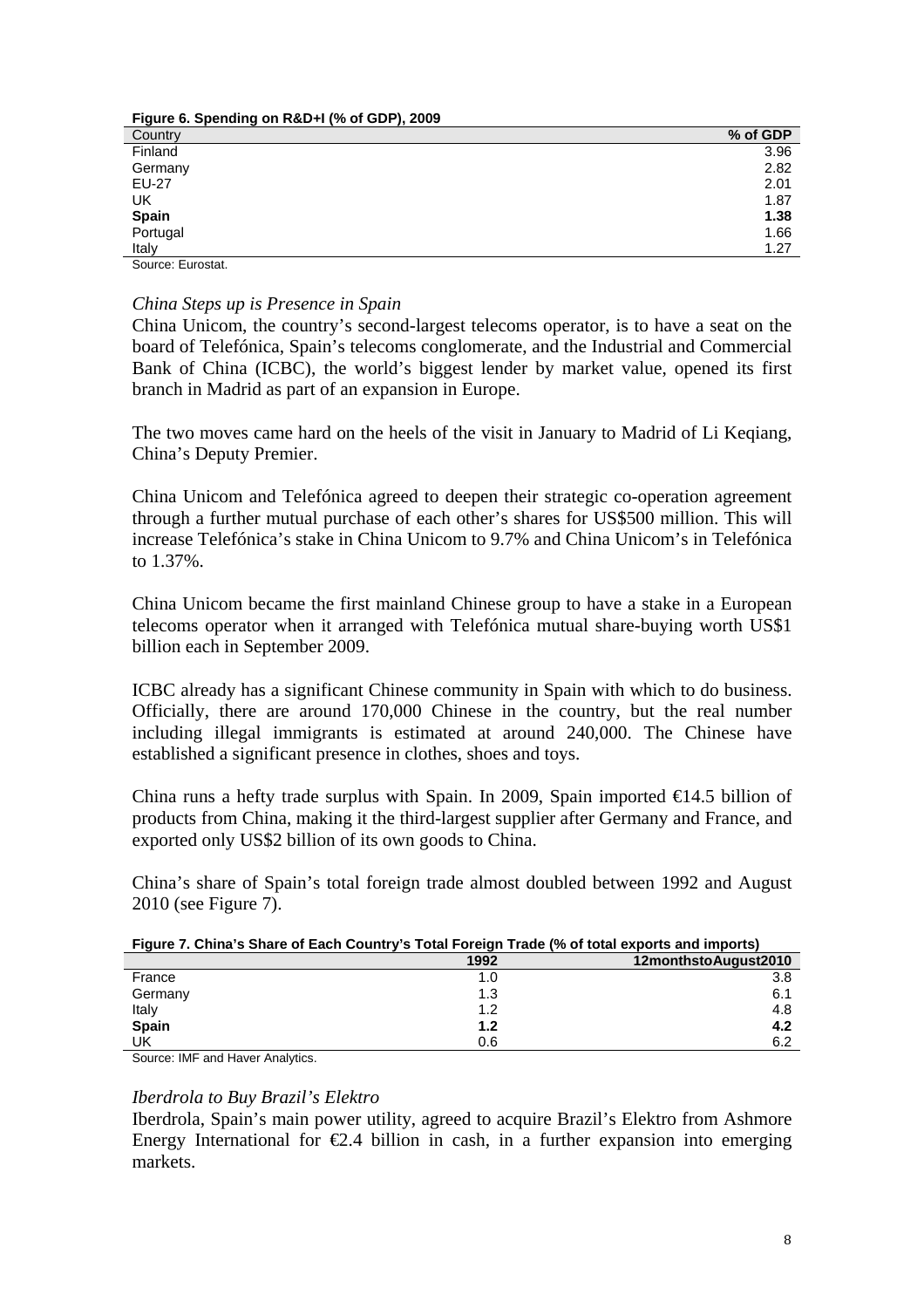**Figure 6. Spending on R&D+I (% of GDP), 2009**

| Country | % of GDP |
|---|---|
| Finland | 3.96 |
| Germany | 2.82 |
| EU-27 | 2.01 |
| UK | 1.87 |
| **Spain** | **1.38** |
| Portugal | 1.66 |
| Italy | 1.27 |

Source: Eurostat.

*China Steps up is Presence in Spain*

China Unicom, the country's second-largest telecoms operator, is to have a seat on the board of Telefónica, Spain's telecoms conglomerate, and the Industrial and Commercial Bank of China (ICBC), the world's biggest lender by market value, opened its first branch in Madrid as part of an expansion in Europe.

The two moves came hard on the heels of the visit in January to Madrid of Li Keqiang, China's Deputy Premier.

China Unicom and Telefónica agreed to deepen their strategic co-operation agreement through a further mutual purchase of each other's shares for US$500 million. This will increase Telefónica's stake in China Unicom to 9.7% and China Unicom's in Telefónica to 1.37%.

China Unicom became the first mainland Chinese group to have a stake in a European telecoms operator when it arranged with Telefónica mutual share-buying worth US$1 billion each in September 2009.

ICBC already has a significant Chinese community in Spain with which to do business. Officially, there are around 170,000 Chinese in the country, but the real number including illegal immigrants is estimated at around 240,000. The Chinese have established a significant presence in clothes, shoes and toys.

China runs a hefty trade surplus with Spain. In 2009, Spain imported €14.5 billion of products from China, making it the third-largest supplier after Germany and France, and exported only US$2 billion of its own goods to China.

China's share of Spain's total foreign trade almost doubled between 1992 and August 2010 (see Figure 7).

**Figure 7. China's Share of Each Country's Total Foreign Trade (% of total exports and imports)**

| | 1992 | 12monthstoAugust2010 |
|---|---|---|
| France | 1.0 | 3.8 |
| Germany | 1.3 | 6.1 |
| Italy | 1.2 | 4.8 |
| **Spain** | **1.2** | **4.2** |
| UK | 0.6 | 6.2 |

Source: IMF and Haver Analytics.

*Iberdrola to Buy Brazil's Elektro*

Iberdrola, Spain's main power utility, agreed to acquire Brazil's Elektro from Ashmore Energy International for €2.4 billion in cash, in a further expansion into emerging markets.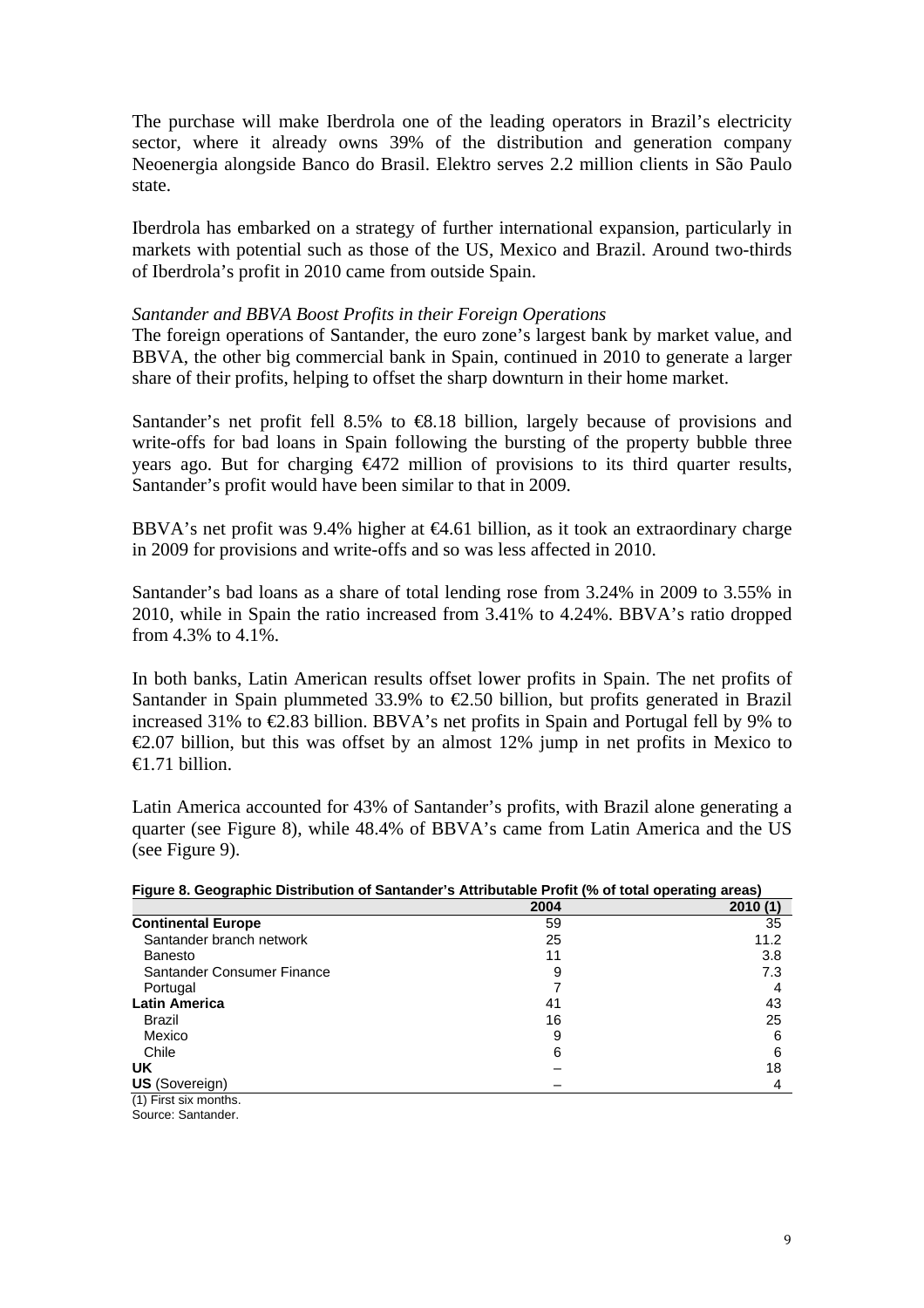The purchase will make Iberdrola one of the leading operators in Brazil's electricity sector, where it already owns 39% of the distribution and generation company Neoenergia alongside Banco do Brasil. Elektro serves 2.2 million clients in São Paulo state.

Iberdrola has embarked on a strategy of further international expansion, particularly in markets with potential such as those of the US, Mexico and Brazil. Around two-thirds of Iberdrola's profit in 2010 came from outside Spain.

*Santander and BBVA Boost Profits in their Foreign Operations*

The foreign operations of Santander, the euro zone's largest bank by market value, and BBVA, the other big commercial bank in Spain, continued in 2010 to generate a larger share of their profits, helping to offset the sharp downturn in their home market.

Santander's net profit fell 8.5% to €8.18 billion, largely because of provisions and write-offs for bad loans in Spain following the bursting of the property bubble three years ago. But for charging €472 million of provisions to its third quarter results, Santander's profit would have been similar to that in 2009.

BBVA's net profit was 9.4% higher at €4.61 billion, as it took an extraordinary charge in 2009 for provisions and write-offs and so was less affected in 2010.

Santander's bad loans as a share of total lending rose from 3.24% in 2009 to 3.55% in 2010, while in Spain the ratio increased from 3.41% to 4.24%. BBVA's ratio dropped from 4.3% to 4.1%.

In both banks, Latin American results offset lower profits in Spain. The net profits of Santander in Spain plummeted 33.9% to €2.50 billion, but profits generated in Brazil increased 31% to €2.83 billion. BBVA's net profits in Spain and Portugal fell by 9% to €2.07 billion, but this was offset by an almost 12% jump in net profits in Mexico to €1.71 billion.

Latin America accounted for 43% of Santander's profits, with Brazil alone generating a quarter (see Figure 8), while 48.4% of BBVA's came from Latin America and the US (see Figure 9).

**Figure 8. Geographic Distribution of Santander's Attributable Profit (% of total operating areas)**

| | 2004 | 2010 (1) |
|---|---|---|
| **Continental Europe** | 59 | 35 |
| Santander branch network | 25 | 11.2 |
| Banesto | 11 | 3.8 |
| Santander Consumer Finance | 9 | 7.3 |
| Portugal | 7 | 4 |
| **Latin America** | 41 | 43 |
| Brazil | 16 | 25 |
| Mexico | 9 | 6 |
| Chile | 6 | 6 |
| **UK** | – | 18 |
| **US** (Sovereign) | – | 4 |

(1) First six months.
Source: Santander.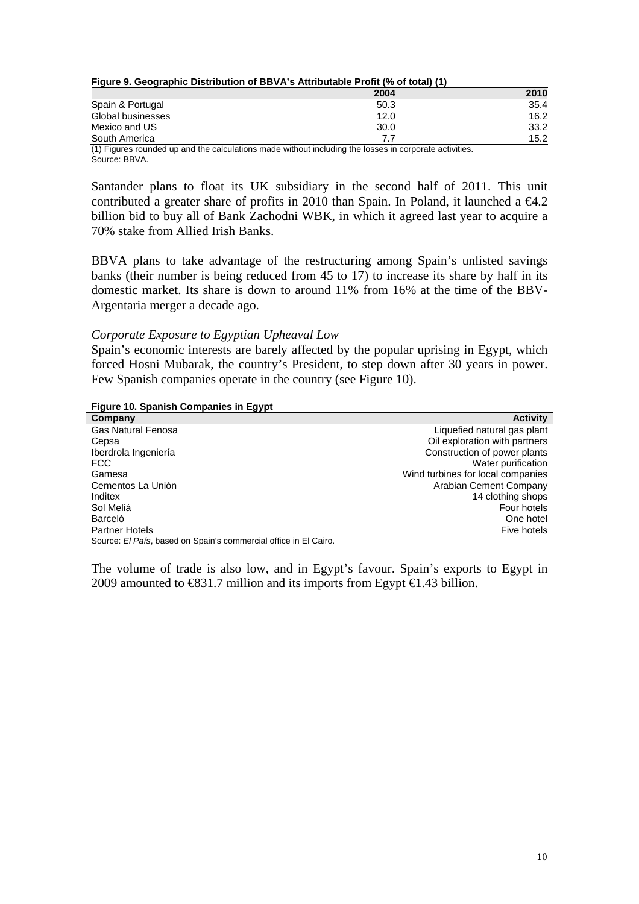**Figure 9. Geographic Distribution of BBVA's Attributable Profit (% of total) (1)**

| | 2004 | 2010 |
|---|---|---|
| Spain & Portugal | 50.3 | 35.4 |
| Global businesses | 12.0 | 16.2 |
| Mexico and US | 30.0 | 33.2 |
| South America | 7.7 | 15.2 |

(1) Figures rounded up and the calculations made without including the losses in corporate activities.
Source: BBVA.

Santander plans to float its UK subsidiary in the second half of 2011. This unit contributed a greater share of profits in 2010 than Spain. In Poland, it launched a €4.2 billion bid to buy all of Bank Zachodni WBK, in which it agreed last year to acquire a 70% stake from Allied Irish Banks.

BBVA plans to take advantage of the restructuring among Spain's unlisted savings banks (their number is being reduced from 45 to 17) to increase its share by half in its domestic market. Its share is down to around 11% from 16% at the time of the BBV-Argentaria merger a decade ago.

*Corporate Exposure to Egyptian Upheaval Low*

Spain's economic interests are barely affected by the popular uprising in Egypt, which forced Hosni Mubarak, the country's President, to step down after 30 years in power. Few Spanish companies operate in the country (see Figure 10).

**Figure 10. Spanish Companies in Egypt**

| Company | Activity |
|---|---|
| Gas Natural Fenosa | Liquefied natural gas plant |
| Cepsa | Oil exploration with partners |
| Iberdrola Ingeniería | Construction of power plants |
| FCC | Water purification |
| Gamesa | Wind turbines for local companies |
| Cementos La Unión | Arabian Cement Company |
| Inditex | 14 clothing shops |
| Sol Meliá | Four hotels |
| Barceló | One hotel |
| Partner Hotels | Five hotels |

Source: *El País*, based on Spain's commercial office in El Cairo.

The volume of trade is also low, and in Egypt's favour. Spain's exports to Egypt in 2009 amounted to €831.7 million and its imports from Egypt €1.43 billion.